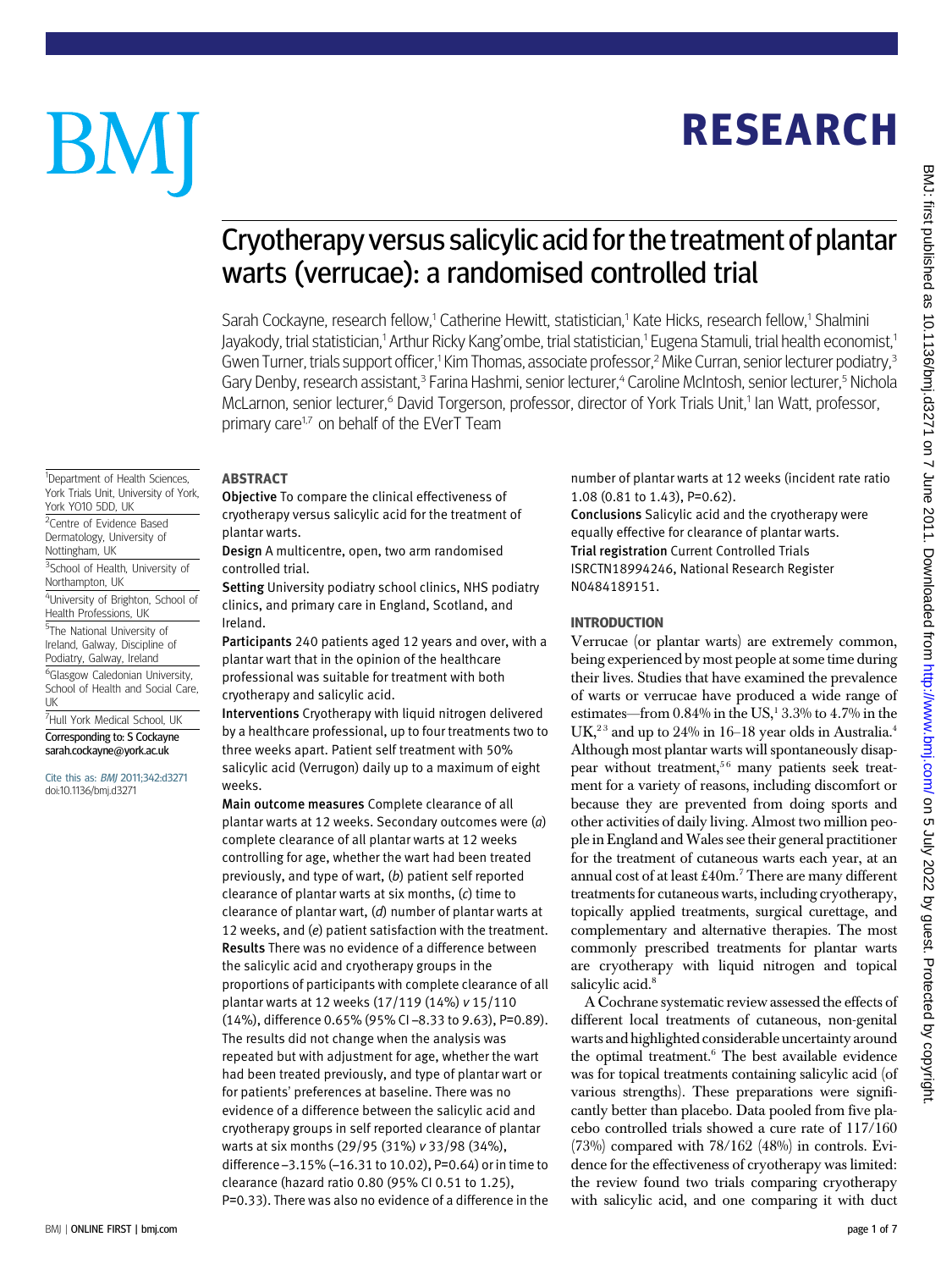# RESEARCH

# Cryotherapy versus salicylic acid for the treatment of plantar warts (verrucae): a randomised controlled trial

Sarah Cockayne, research fellow,[1] Catherine Hewitt, statistician,[1] Kate Hicks, research fellow,[1] Shalmini Jayakody, trial statistician,[1] Arthur Ricky Kang'ombe, trial statistician,[1] Eugena Stamuli, trial health economist,[1] Gwen Turner, trials support officer,[1] Kim Thomas, associate professor,[2] Mike Curran, senior lecturer podiatry,[3] Gary Denby, research assistant,[3] Farina Hashmi, senior lecturer,[4] Caroline McIntosh, senior lecturer,[5] Nichola McLarnon, senior lecturer,[6] David Torgerson, professor, director of York Trials Unit,[1] Ian Watt, professor, primary care[1,7] on behalf of the EVerT Team

[1]Department of Health Sciences, York Trials Unit, University of York, York YO10 5DD, UK

[2]Centre of Evidence Based Dermatology, University of Nottingham, UK

[3]School of Health, University of Northampton, UK

[4]University of Brighton, School of Health Professions, UK

[5]The National University of Ireland, Galway, Discipline of Podiatry, Galway, Ireland

[6]Glasgow Caledonian University, School of Health and Social Care, UK

[7]Hull York Medical School, UK

Corresponding to: S Cockayne sarah.cockayne@york.ac.uk

Cite this as: *BMJ* 2011;342:d3271
doi:10.1136/bmj.d3271

## ABSTRACT

**Objective** To compare the clinical effectiveness of cryotherapy versus salicylic acid for the treatment of plantar warts.

**Design** A multicentre, open, two arm randomised controlled trial.

**Setting** University podiatry school clinics, NHS podiatry clinics, and primary care in England, Scotland, and Ireland.

**Participants** 240 patients aged 12 years and over, with a plantar wart that in the opinion of the healthcare professional was suitable for treatment with both cryotherapy and salicylic acid.

**Interventions** Cryotherapy with liquid nitrogen delivered by a healthcare professional, up to four treatments two to three weeks apart. Patient self treatment with 50% salicylic acid (Verrugon) daily up to a maximum of eight weeks.

**Main outcome measures** Complete clearance of all plantar warts at 12 weeks. Secondary outcomes were (*a*) complete clearance of all plantar warts at 12 weeks controlling for age, whether the wart had been treated previously, and type of wart, (*b*) patient self reported clearance of plantar warts at six months, (*c*) time to clearance of plantar wart, (*d*) number of plantar warts at 12 weeks, and (*e*) patient satisfaction with the treatment.

**Results** There was no evidence of a difference between the salicylic acid and cryotherapy groups in the proportions of participants with complete clearance of all plantar warts at 12 weeks (17/119 (14%) *v* 15/110 (14%), difference 0.65% (95% CI −8.33 to 9.63), P=0.89). The results did not change when the analysis was repeated but with adjustment for age, whether the wart had been treated previously, and type of plantar wart or for patients' preferences at baseline. There was no evidence of a difference between the salicylic acid and cryotherapy groups in self reported clearance of plantar warts at six months (29/95 (31%) *v* 33/98 (34%), difference −3.15% (−16.31 to 10.02), P=0.64) or in time to clearance (hazard ratio 0.80 (95% CI 0.51 to 1.25), P=0.33). There was also no evidence of a difference in the number of plantar warts at 12 weeks (incident rate ratio 1.08 (0.81 to 1.43), P=0.62).

**Conclusions** Salicylic acid and the cryotherapy were equally effective for clearance of plantar warts.

**Trial registration** Current Controlled Trials ISRCTN18994246, National Research Register N0484189151.

## INTRODUCTION

Verrucae (or plantar warts) are extremely common, being experienced by most people at some time during their lives. Studies that have examined the prevalence of warts or verrucae have produced a wide range of estimates—from 0.84% in the US,[1] 3.3% to 4.7% in the UK,[2,3] and up to 24% in 16–18 year olds in Australia.[4] Although most plantar warts will spontaneously disappear without treatment,[5,6] many patients seek treatment for a variety of reasons, including discomfort or because they are prevented from doing sports and other activities of daily living. Almost two million people in England and Wales see their general practitioner for the treatment of cutaneous warts each year, at an annual cost of at least £40m.[7] There are many different treatments for cutaneous warts, including cryotherapy, topically applied treatments, surgical curettage, and complementary and alternative therapies. The most commonly prescribed treatments for plantar warts are cryotherapy with liquid nitrogen and topical salicylic acid.[8]

A Cochrane systematic review assessed the effects of different local treatments of cutaneous, non-genital warts and highlighted considerable uncertainty around the optimal treatment.[6] The best available evidence was for topical treatments containing salicylic acid (of various strengths). These preparations were significantly better than placebo. Data pooled from five placebo controlled trials showed a cure rate of 117/160 (73%) compared with 78/162 (48%) in controls. Evidence for the effectiveness of cryotherapy was limited: the review found two trials comparing cryotherapy with salicylic acid, and one comparing it with duct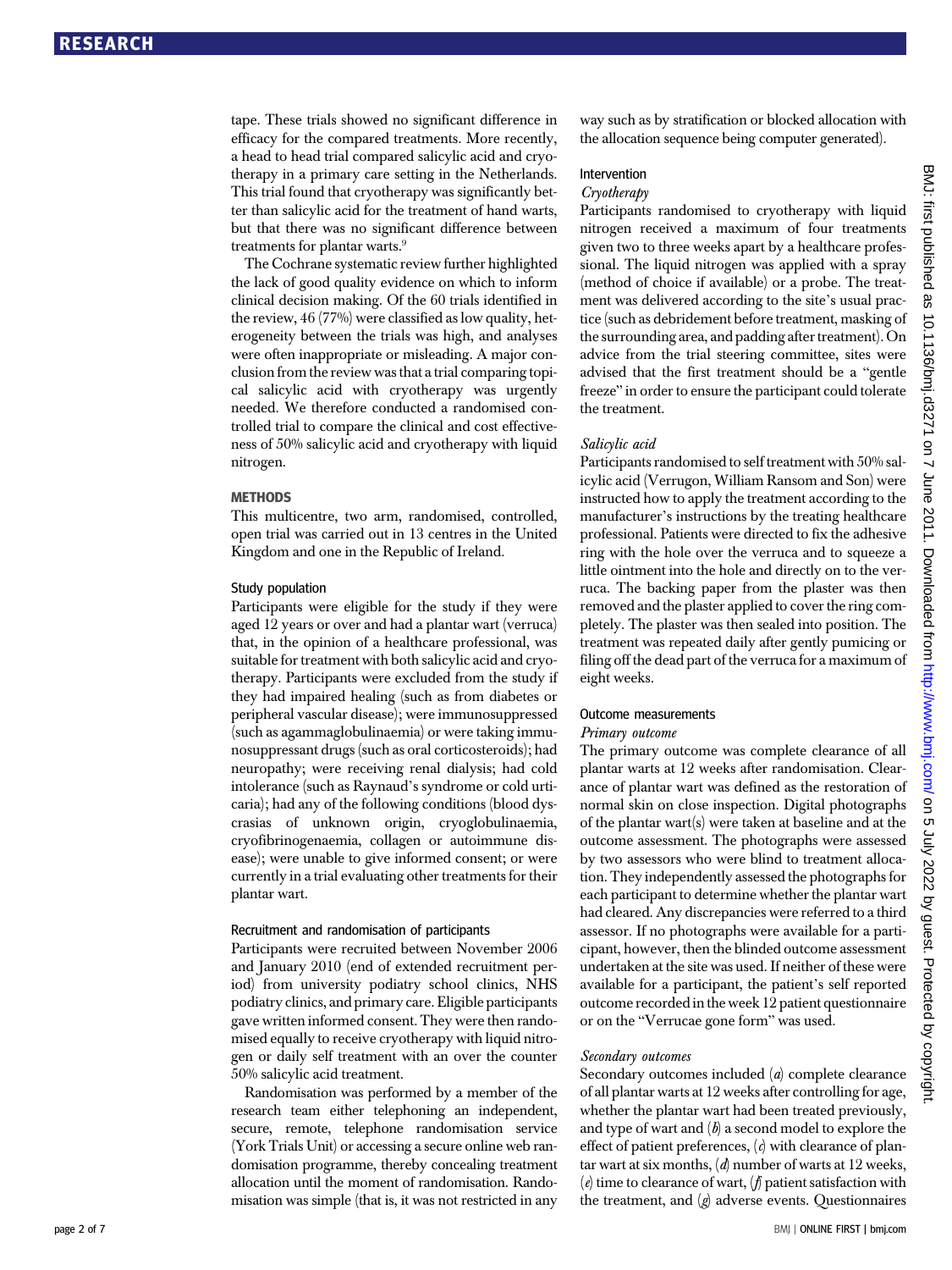tape. These trials showed no significant difference in efficacy for the compared treatments. More recently, a head to head trial compared salicylic acid and cryotherapy in a primary care setting in the Netherlands. This trial found that cryotherapy was significantly better than salicylic acid for the treatment of hand warts, but that there was no significant difference between treatments for plantar warts.[9]

The Cochrane systematic review further highlighted the lack of good quality evidence on which to inform clinical decision making. Of the 60 trials identified in the review, 46 (77%) were classified as low quality, heterogeneity between the trials was high, and analyses were often inappropriate or misleading. A major conclusion from the review was that a trial comparing topical salicylic acid with cryotherapy was urgently needed. We therefore conducted a randomised controlled trial to compare the clinical and cost effectiveness of 50% salicylic acid and cryotherapy with liquid nitrogen.

## METHODS

This multicentre, two arm, randomised, controlled, open trial was carried out in 13 centres in the United Kingdom and one in the Republic of Ireland.

### Study population

Participants were eligible for the study if they were aged 12 years or over and had a plantar wart (verruca) that, in the opinion of a healthcare professional, was suitable for treatment with both salicylic acid and cryotherapy. Participants were excluded from the study if they had impaired healing (such as from diabetes or peripheral vascular disease); were immunosuppressed (such as agammaglobulinaemia) or were taking immunosuppressant drugs (such as oral corticosteroids); had neuropathy; were receiving renal dialysis; had cold intolerance (such as Raynaud's syndrome or cold urticaria); had any of the following conditions (blood dyscrasias of unknown origin, cryoglobulinaemia, cryofibrinogenaemia, collagen or autoimmune disease); were unable to give informed consent; or were currently in a trial evaluating other treatments for their plantar wart.

### Recruitment and randomisation of participants

Participants were recruited between November 2006 and January 2010 (end of extended recruitment period) from university podiatry school clinics, NHS podiatry clinics, and primary care. Eligible participants gave written informed consent. They were then randomised equally to receive cryotherapy with liquid nitrogen or daily self treatment with an over the counter 50% salicylic acid treatment.

Randomisation was performed by a member of the research team either telephoning an independent, secure, remote, telephone randomisation service (York Trials Unit) or accessing a secure online web randomisation programme, thereby concealing treatment allocation until the moment of randomisation. Randomisation was simple (that is, it was not restricted in any way such as by stratification or blocked allocation with the allocation sequence being computer generated).

### Intervention

*Cryotherapy*

Participants randomised to cryotherapy with liquid nitrogen received a maximum of four treatments given two to three weeks apart by a healthcare professional. The liquid nitrogen was applied with a spray (method of choice if available) or a probe. The treatment was delivered according to the site's usual practice (such as debridement before treatment, masking of the surrounding area, and padding after treatment). On advice from the trial steering committee, sites were advised that the first treatment should be a "gentle freeze" in order to ensure the participant could tolerate the treatment.

*Salicylic acid*

Participants randomised to self treatment with 50% salicylic acid (Verrugon, William Ransom and Son) were instructed how to apply the treatment according to the manufacturer's instructions by the treating healthcare professional. Patients were directed to fix the adhesive ring with the hole over the verruca and to squeeze a little ointment into the hole and directly on to the verruca. The backing paper from the plaster was then removed and the plaster applied to cover the ring completely. The plaster was then sealed into position. The treatment was repeated daily after gently pumicing or filing off the dead part of the verruca for a maximum of eight weeks.

### Outcome measurements

*Primary outcome*

The primary outcome was complete clearance of all plantar warts at 12 weeks after randomisation. Clearance of plantar wart was defined as the restoration of normal skin on close inspection. Digital photographs of the plantar wart(s) were taken at baseline and at the outcome assessment. The photographs were assessed by two assessors who were blind to treatment allocation. They independently assessed the photographs for each participant to determine whether the plantar wart had cleared. Any discrepancies were referred to a third assessor. If no photographs were available for a participant, however, then the blinded outcome assessment undertaken at the site was used. If neither of these were available for a participant, the patient's self reported outcome recorded in the week 12 patient questionnaire or on the "Verrucae gone form" was used.

*Secondary outcomes*

Secondary outcomes included (*a*) complete clearance of all plantar warts at 12 weeks after controlling for age, whether the plantar wart had been treated previously, and type of wart and (*b*) a second model to explore the effect of patient preferences, (*c*) with clearance of plantar wart at six months, (*d*) number of warts at 12 weeks, (*e*) time to clearance of wart, (*f*) patient satisfaction with the treatment, and (*g*) adverse events. Questionnaires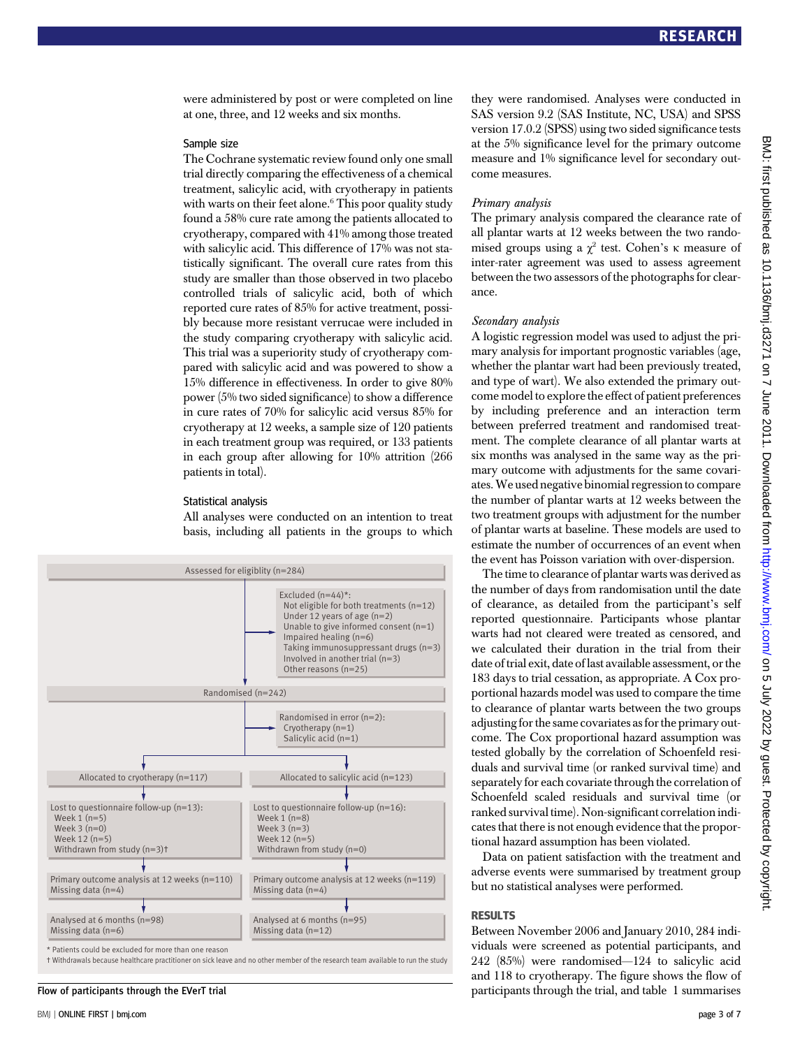were administered by post or were completed on line at one, three, and 12 weeks and six months.

### Sample size

The Cochrane systematic review found only one small trial directly comparing the effectiveness of a chemical treatment, salicylic acid, with cryotherapy in patients with warts on their feet alone.[6] This poor quality study found a 58% cure rate among the patients allocated to cryotherapy, compared with 41% among those treated with salicylic acid. This difference of 17% was not statistically significant. The overall cure rates from this study are smaller than those observed in two placebo controlled trials of salicylic acid, both of which reported cure rates of 85% for active treatment, possibly because more resistant verrucae were included in the study comparing cryotherapy with salicylic acid. This trial was a superiority study of cryotherapy compared with salicylic acid and was powered to show a 15% difference in effectiveness. In order to give 80% power (5% two sided significance) to show a difference in cure rates of 70% for salicylic acid versus 85% for cryotherapy at 12 weeks, a sample size of 120 patients in each treatment group was required, or 133 patients in each group after allowing for 10% attrition (266 patients in total).

### Statistical analysis

All analyses were conducted on an intention to treat basis, including all patients in the groups to which they were randomised. Analyses were conducted in SAS version 9.2 (SAS Institute, NC, USA) and SPSS version 17.0.2 (SPSS) using two sided significance tests at the 5% significance level for the primary outcome measure and 1% significance level for secondary outcome measures.

#### *Primary analysis*

The primary analysis compared the clearance rate of all plantar warts at 12 weeks between the two randomised groups using a $\chi^2$ test. Cohen's $\kappa$ measure of inter-rater agreement was used to assess agreement between the two assessors of the photographs for clearance.

#### *Secondary analysis*

A logistic regression model was used to adjust the primary analysis for important prognostic variables (age, whether the plantar wart had been previously treated, and type of wart). We also extended the primary outcome model to explore the effect of patient preferences by including preference and an interaction term between preferred treatment and randomised treatment. The complete clearance of all plantar warts at six months was analysed in the same way as the primary outcome with adjustments for the same covariates. We used negative binomial regression to compare the number of plantar warts at 12 weeks between the two treatment groups with adjustment for the number of plantar warts at baseline. These models are used to estimate the number of occurrences of an event when the event has Poisson variation with over-dispersion.

The time to clearance of plantar warts was derived as the number of days from randomisation until the date of clearance, as detailed from the participant's self reported questionnaire. Participants whose plantar warts had not cleared were treated as censored, and we calculated their duration in the trial from their date of trial exit, date of last available assessment, or the 183 days to trial cessation, as appropriate. A Cox proportional hazards model was used to compare the time to clearance of plantar warts between the two groups adjusting for the same covariates as for the primary outcome. The Cox proportional hazard assumption was tested globally by the correlation of Schoenfeld residuals and survival time (or ranked survival time) and separately for each covariate through the correlation of Schoenfeld scaled residuals and survival time (or ranked survival time). Non-significant correlation indicates that there is not enough evidence that the proportional hazard assumption has been violated.

Data on patient satisfaction with the treatment and adverse events were summarised by treatment group but no statistical analyses were performed.

Assessed for eligiblity (n=284)

Excluded (n=44)*:
Not eligible for both treatments (n=12)
Under 12 years of age (n=2)
Unable to give informed consent (n=1)
Impaired healing (n=6)
Taking immunosuppressant drugs (n=3)
Involved in another trial (n=3)
Other reasons (n=25)

Randomised (n=242)

Randomised in error (n=2):
Cryotherapy (n=1)
Salicylic acid (n=1)

Allocated to cryotherapy (n=117)

Allocated to salicylic acid (n=123)

Lost to questionnaire follow-up (n=13):
Week 1 (n=5)
Week 3 (n=0)
Week 12 (n=5)
Withdrawn from study (n=3)†

Lost to questionnaire follow-up (n=16):
Week 1 (n=8)
Week 3 (n=3)
Week 12 (n=5)
Withdrawn from study (n=0)

Primary outcome analysis at 12 weeks (n=110)
Missing data (n=4)

Primary outcome analysis at 12 weeks (n=119)
Missing data (n=4)

Analysed at 6 months (n=98)
Missing data (n=6)

Analysed at 6 months (n=95)
Missing data (n=12)

\* Patients could be excluded for more than one reason

† Withdrawals because healthcare practitioner on sick leave and no other member of the research team available to run the study

Flow of participants through the EVerT trial

## RESULTS

Between November 2006 and January 2010, 284 individuals were screened as potential participants, and 242 (85%) were randomised—124 to salicylic acid and 118 to cryotherapy. The figure shows the flow of participants through the trial, and table 1 summarises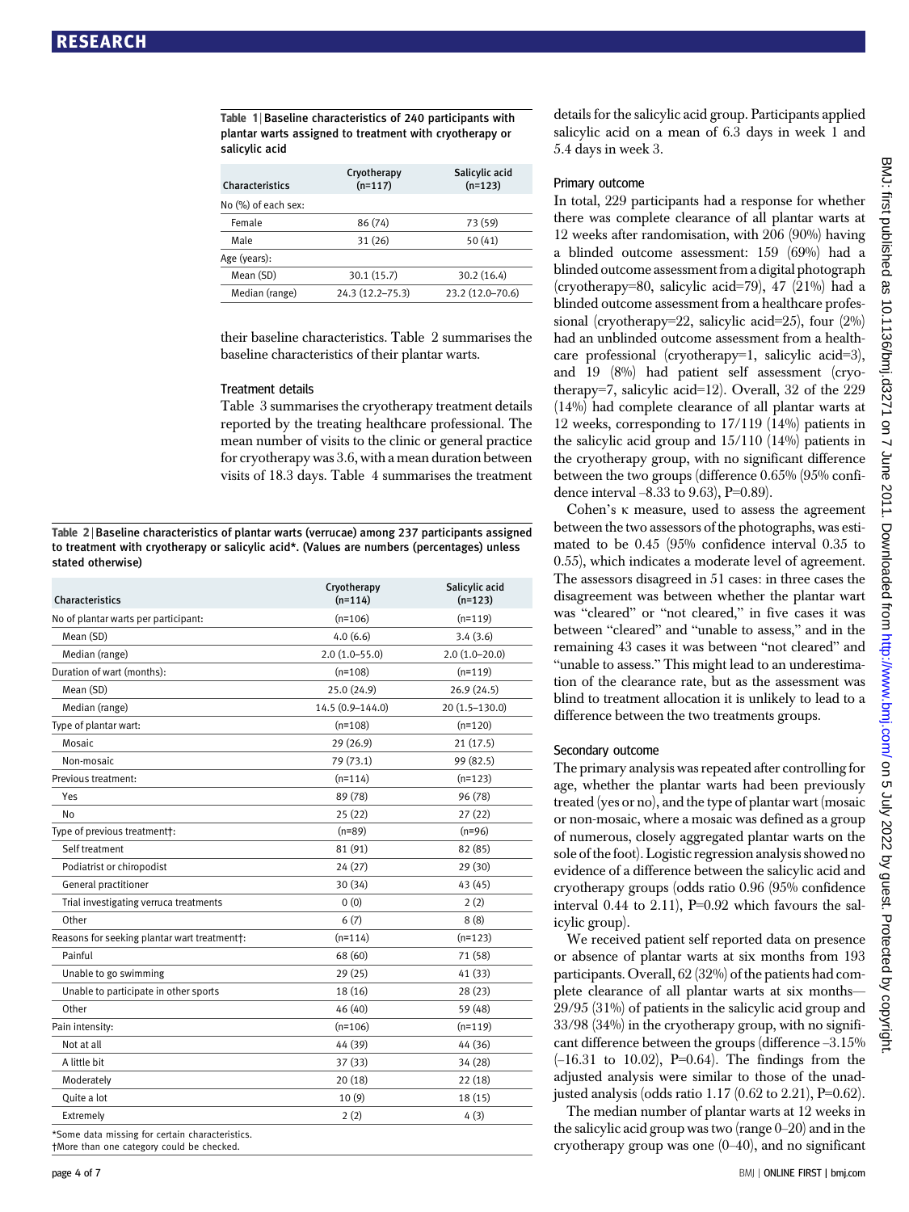Table 1 | Baseline characteristics of 240 participants with plantar warts assigned to treatment with cryotherapy or salicylic acid

| Characteristics | Cryotherapy (n=117) | Salicylic acid (n=123) |
|---|---|---|
| No (%) of each sex: | | |
| Female | 86 (74) | 73 (59) |
| Male | 31 (26) | 50 (41) |
| Age (years): | | |
| Mean (SD) | 30.1 (15.7) | 30.2 (16.4) |
| Median (range) | 24.3 (12.2–75.3) | 23.2 (12.0–70.6) |

their baseline characteristics. Table 2 summarises the baseline characteristics of their plantar warts.

### Treatment details

Table 3 summarises the cryotherapy treatment details reported by the treating healthcare professional. The mean number of visits to the clinic or general practice for cryotherapy was 3.6, with a mean duration between visits of 18.3 days. Table 4 summarises the treatment details for the salicylic acid group. Participants applied salicylic acid on a mean of 6.3 days in week 1 and 5.4 days in week 3.

Table 2 | Baseline characteristics of plantar warts (verrucae) among 237 participants assigned to treatment with cryotherapy or salicylic acid*. (Values are numbers (percentages) unless stated otherwise)

| Characteristics | Cryotherapy (n=114) | Salicylic acid (n=123) |
|---|---|---|
| No of plantar warts per participant: | (n=106) | (n=119) |
| Mean (SD) | 4.0 (6.6) | 3.4 (3.6) |
| Median (range) | 2.0 (1.0–55.0) | 2.0 (1.0–20.0) |
| Duration of wart (months): | (n=108) | (n=119) |
| Mean (SD) | 25.0 (24.9) | 26.9 (24.5) |
| Median (range) | 14.5 (0.9–144.0) | 20 (1.5–130.0) |
| Type of plantar wart: | (n=108) | (n=120) |
| Mosaic | 29 (26.9) | 21 (17.5) |
| Non-mosaic | 79 (73.1) | 99 (82.5) |
| Previous treatment: | (n=114) | (n=123) |
| Yes | 89 (78) | 96 (78) |
| No | 25 (22) | 27 (22) |
| Type of previous treatment†: | (n=89) | (n=96) |
| Self treatment | 81 (91) | 82 (85) |
| Podiatrist or chiropodist | 24 (27) | 29 (30) |
| General practitioner | 30 (34) | 43 (45) |
| Trial investigating verruca treatments | 0 (0) | 2 (2) |
| Other | 6 (7) | 8 (8) |
| Reasons for seeking plantar wart treatment†: | (n=114) | (n=123) |
| Painful | 68 (60) | 71 (58) |
| Unable to go swimming | 29 (25) | 41 (33) |
| Unable to participate in other sports | 18 (16) | 28 (23) |
| Other | 46 (40) | 59 (48) |
| Pain intensity: | (n=106) | (n=119) |
| Not at all | 44 (39) | 44 (36) |
| A little bit | 37 (33) | 34 (28) |
| Moderately | 20 (18) | 22 (18) |
| Quite a lot | 10 (9) | 18 (15) |
| Extremely | 2 (2) | 4 (3) |

*Some data missing for certain characteristics.
†More than one category could be checked.

### Primary outcome

In total, 229 participants had a response for whether there was complete clearance of all plantar warts at 12 weeks after randomisation, with 206 (90%) having a blinded outcome assessment: 159 (69%) had a blinded outcome assessment from a digital photograph (cryotherapy=80, salicylic acid=79), 47 (21%) had a blinded outcome assessment from a healthcare professional (cryotherapy=22, salicylic acid=25), four (2%) had an unblinded outcome assessment from a healthcare professional (cryotherapy=1, salicylic acid=3), and 19 (8%) had patient self assessment (cryotherapy=7, salicylic acid=12). Overall, 32 of the 229 (14%) had complete clearance of all plantar warts at 12 weeks, corresponding to 17/119 (14%) patients in the salicylic acid group and 15/110 (14%) patients in the cryotherapy group, with no significant difference between the two groups (difference 0.65% (95% confidence interval −8.33 to 9.63), P=0.89).

Cohen's κ measure, used to assess the agreement between the two assessors of the photographs, was estimated to be 0.45 (95% confidence interval 0.35 to 0.55), which indicates a moderate level of agreement. The assessors disagreed in 51 cases: in three cases the disagreement was between whether the plantar wart was "cleared" or "not cleared," in five cases it was between "cleared" and "unable to assess," and in the remaining 43 cases it was between "not cleared" and "unable to assess." This might lead to an underestimation of the clearance rate, but as the assessment was blind to treatment allocation it is unlikely to lead to a difference between the two treatments groups.

### Secondary outcome

The primary analysis was repeated after controlling for age, whether the plantar warts had been previously treated (yes or no), and the type of plantar wart (mosaic or non-mosaic, where a mosaic was defined as a group of numerous, closely aggregated plantar warts on the sole of the foot). Logistic regression analysis showed no evidence of a difference between the salicylic acid and cryotherapy groups (odds ratio 0.96 (95% confidence interval 0.44 to 2.11), P=0.92 which favours the salicylic group).

We received patient self reported data on presence or absence of plantar warts at six months from 193 participants. Overall, 62 (32%) of the patients had complete clearance of all plantar warts at six months—29/95 (31%) of patients in the salicylic acid group and 33/98 (34%) in the cryotherapy group, with no significant difference between the groups (difference −3.15% (−16.31 to 10.02), P=0.64). The findings from the adjusted analysis were similar to those of the unadjusted analysis (odds ratio 1.17 (0.62 to 2.21), P=0.62).

The median number of plantar warts at 12 weeks in the salicylic acid group was two (range 0–20) and in the cryotherapy group was one (0–40), and no significant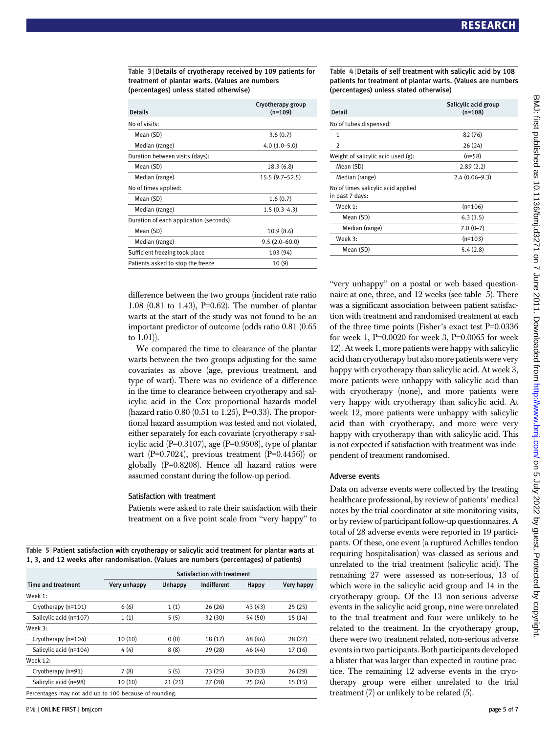Table 3 | Details of cryotherapy received by 109 patients for treatment of plantar warts. (Values are numbers (percentages) unless stated otherwise)

| Details | Cryotherapy group (n=109) |
|---|---|
| No of visits: | |
| Mean (SD) | 3.6 (0.7) |
| Median (range) | 4.0 (1.0–5.0) |
| Duration between visits (days): | |
| Mean (SD) | 18.3 (6.8) |
| Median (range) | 15.5 (9.7–52.5) |
| No of times applied: | |
| Mean (SD) | 1.6 (0.7) |
| Median (range) | 1.5 (0.3–4.3) |
| Duration of each application (seconds): | |
| Mean (SD) | 10.9 (8.6) |
| Median (range) | 9.5 (2.0–60.0) |
| Sufficient freezing took place | 103 (94) |
| Patients asked to stop the freeze | 10 (9) |

Table 4 | Details of self treatment with salicylic acid by 108 patients for treatment of plantar warts. (Values are numbers (percentages) unless stated otherwise)

| Detail | Salicylic acid group (n=108) |
|---|---|
| No of tubes dispensed: | |
| 1 | 82 (76) |
| 2 | 26 (24) |
| Weight of salicylic acid used (g): | (n=58) |
| Mean (SD) | 2.89 (2.2) |
| Median (range) | 2.4 (0.06–9.3) |
| No of times salicylic acid applied in past 7 days: | |
| Week 1: | (n=106) |
| Mean (SD) | 6.3 (1.5) |
| Median (range) | 7.0 (0–7) |
| Week 3: | (n=103) |
| Mean (SD) | 5.4 (2.8) |

difference between the two groups (incident rate ratio 1.08 (0.81 to 1.43), P=0.62). The number of plantar warts at the start of the study was not found to be an important predictor of outcome (odds ratio 0.81 (0.65 to 1.01)).

We compared the time to clearance of the plantar warts between the two groups adjusting for the same covariates as above (age, previous treatment, and type of wart). There was no evidence of a difference in the time to clearance between cryotherapy and salicylic acid in the Cox proportional hazards model (hazard ratio 0.80 (0.51 to 1.25), P=0.33). The proportional hazard assumption was tested and not violated, either separately for each covariate (cryotherapy *v* salicylic acid (P=0.3107), age (P=0.9508), type of plantar wart (P=0.7024), previous treatment (P=0.4456)) or globally (P=0.8208). Hence all hazard ratios were assumed constant during the follow-up period.

### Satisfaction with treatment

Patients were asked to rate their satisfaction with their treatment on a five point scale from "very happy" to "very unhappy" on a postal or web based questionnaire at one, three, and 12 weeks (see table 5). There was a significant association between patient satisfaction with treatment and randomised treatment at each of the three time points (Fisher's exact test P=0.0336 for week 1, P=0.0020 for week 3, P=0.0065 for week 12). At week 1, more patients were happy with salicylic acid than cryotherapy but also more patients were very happy with cryotherapy than salicylic acid. At week 3, more patients were unhappy with salicylic acid than with cryotherapy (none), and more patients were very happy with cryotherapy than salicylic acid. At week 12, more patients were unhappy with salicylic acid than with cryotherapy, and more were very happy with cryotherapy than with salicylic acid. This is not expected if satisfaction with treatment was independent of treatment randomised.

Table 5 | Patient satisfaction with cryotherapy or salicylic acid treatment for plantar warts at 1, 3, and 12 weeks after randomisation. (Values are numbers (percentages) of patients)

| | Satisfaction with treatment | | | | |
|---|---|---|---|---|---|
| Time and treatment | Very unhappy | Unhappy | Indifferent | Happy | Very happy |
| Week 1: | | | | | |
| Cryotherapy (n=101) | 6 (6) | 1 (1) | 26 (26) | 43 (43) | 25 (25) |
| Salicylic acid (n=107) | 1 (1) | 5 (5) | 32 (30) | 54 (50) | 15 (14) |
| Week 3: | | | | | |
| Cryotherapy (n=104) | 10 (10) | 0 (0) | 18 (17) | 48 (46) | 28 (27) |
| Salicylic acid (n=104) | 4 (4) | 8 (8) | 29 (28) | 46 (44) | 17 (16) |
| Week 12: | | | | | |
| Cryotherapy (n=91) | 7 (8) | 5 (5) | 23 (25) | 30 (33) | 26 (29) |
| Salicylic acid (n=98) | 10 (10) | 21 (21) | 27 (28) | 25 (26) | 15 (15) |

Percentages may not add up to 100 because of rounding.

### Adverse events

Data on adverse events were collected by the treating healthcare professional, by review of patients' medical notes by the trial coordinator at site monitoring visits, or by review of participant follow-up questionnaires. A total of 28 adverse events were reported in 19 participants. Of these, one event (a ruptured Achilles tendon requiring hospitalisation) was classed as serious and unrelated to the trial treatment (salicylic acid). The remaining 27 were assessed as non-serious, 13 of which were in the salicylic acid group and 14 in the cryotherapy group. Of the 13 non-serious adverse events in the salicylic acid group, nine were unrelated to the trial treatment and four were unlikely to be related to the treatment. In the cryotherapy group, there were two treatment related, non-serious adverse events in two participants. Both participants developed a blister that was larger than expected in routine practice. The remaining 12 adverse events in the cryotherapy group were either unrelated to the trial treatment (7) or unlikely to be related (5).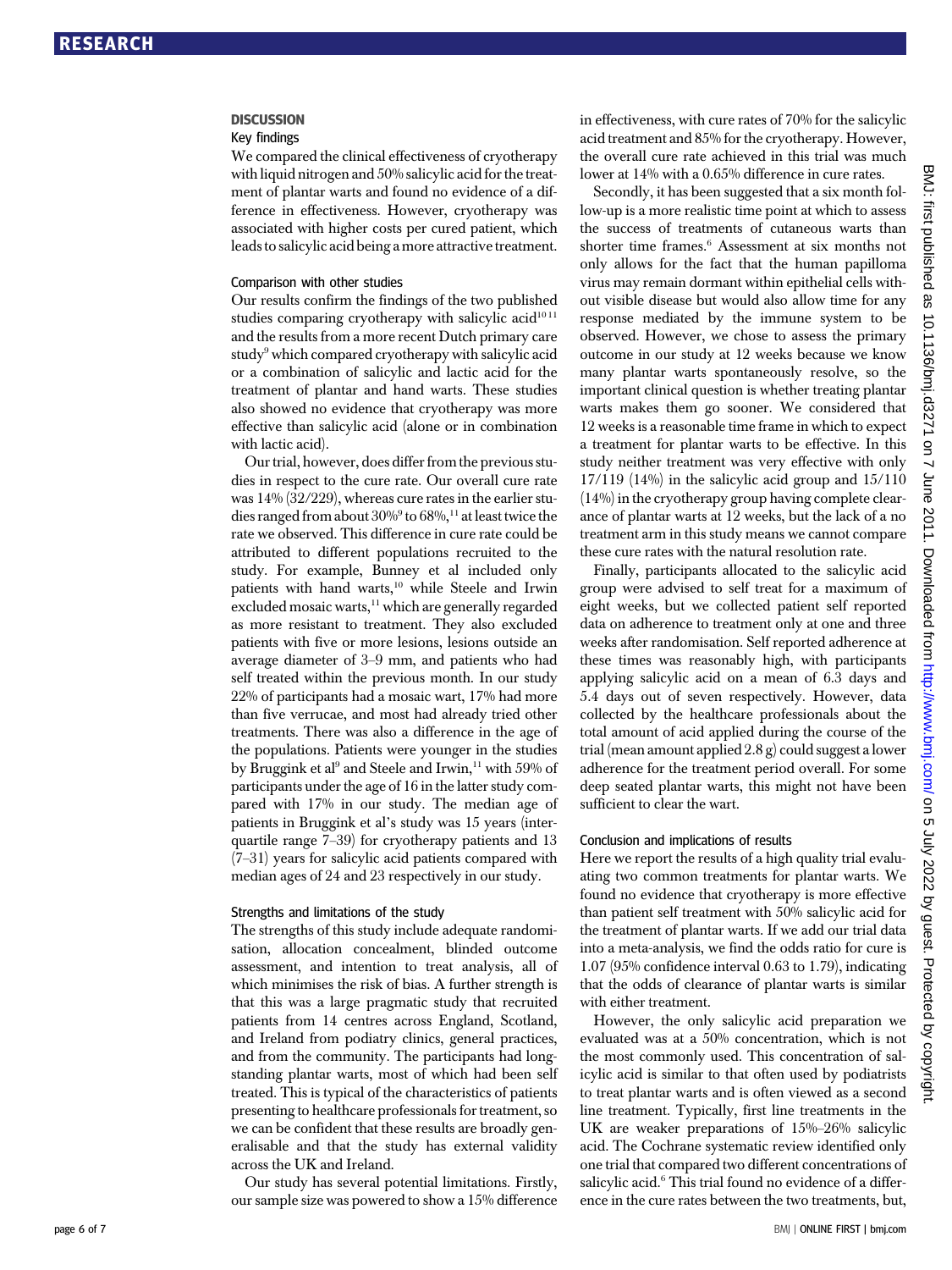## DISCUSSION

### Key findings

We compared the clinical effectiveness of cryotherapy with liquid nitrogen and 50% salicylic acid for the treatment of plantar warts and found no evidence of a difference in effectiveness. However, cryotherapy was associated with higher costs per cured patient, which leads to salicylic acid being a more attractive treatment.

### Comparison with other studies

Our results confirm the findings of the two published studies comparing cryotherapy with salicylic acid[10 11] and the results from a more recent Dutch primary care study[9] which compared cryotherapy with salicylic acid or a combination of salicylic and lactic acid for the treatment of plantar and hand warts. These studies also showed no evidence that cryotherapy was more effective than salicylic acid (alone or in combination with lactic acid).

Our trial, however, does differ from the previous studies in respect to the cure rate. Our overall cure rate was 14% (32/229), whereas cure rates in the earlier studies ranged from about 30%[9] to 68%,[11] at least twice the rate we observed. This difference in cure rate could be attributed to different populations recruited to the study. For example, Bunney et al included only patients with hand warts,[10] while Steele and Irwin excluded mosaic warts,[11] which are generally regarded as more resistant to treatment. They also excluded patients with five or more lesions, lesions outside an average diameter of 3–9 mm, and patients who had self treated within the previous month. In our study 22% of participants had a mosaic wart, 17% had more than five verrucae, and most had already tried other treatments. There was also a difference in the age of the populations. Patients were younger in the studies by Bruggink et al[9] and Steele and Irwin,[11] with 59% of participants under the age of 16 in the latter study compared with 17% in our study. The median age of patients in Bruggink et al's study was 15 years (interquartile range 7–39) for cryotherapy patients and 13 (7–31) years for salicylic acid patients compared with median ages of 24 and 23 respectively in our study.

### Strengths and limitations of the study

The strengths of this study include adequate randomisation, allocation concealment, blinded outcome assessment, and intention to treat analysis, all of which minimises the risk of bias. A further strength is that this was a large pragmatic study that recruited patients from 14 centres across England, Scotland, and Ireland from podiatry clinics, general practices, and from the community. The participants had longstanding plantar warts, most of which had been self treated. This is typical of the characteristics of patients presenting to healthcare professionals for treatment, so we can be confident that these results are broadly generalisable and that the study has external validity across the UK and Ireland.

Our study has several potential limitations. Firstly, our sample size was powered to show a 15% difference in effectiveness, with cure rates of 70% for the salicylic acid treatment and 85% for the cryotherapy. However, the overall cure rate achieved in this trial was much lower at 14% with a 0.65% difference in cure rates.

Secondly, it has been suggested that a six month follow-up is a more realistic time point at which to assess the success of treatments of cutaneous warts than shorter time frames.[6] Assessment at six months not only allows for the fact that the human papilloma virus may remain dormant within epithelial cells without visible disease but would also allow time for any response mediated by the immune system to be observed. However, we chose to assess the primary outcome in our study at 12 weeks because we know many plantar warts spontaneously resolve, so the important clinical question is whether treating plantar warts makes them go sooner. We considered that 12 weeks is a reasonable time frame in which to expect a treatment for plantar warts to be effective. In this study neither treatment was very effective with only 17/119 (14%) in the salicylic acid group and 15/110 (14%) in the cryotherapy group having complete clearance of plantar warts at 12 weeks, but the lack of a no treatment arm in this study means we cannot compare these cure rates with the natural resolution rate.

Finally, participants allocated to the salicylic acid group were advised to self treat for a maximum of eight weeks, but we collected patient self reported data on adherence to treatment only at one and three weeks after randomisation. Self reported adherence at these times was reasonably high, with participants applying salicylic acid on a mean of 6.3 days and 5.4 days out of seven respectively. However, data collected by the healthcare professionals about the total amount of acid applied during the course of the trial (mean amount applied 2.8 g) could suggest a lower adherence for the treatment period overall. For some deep seated plantar warts, this might not have been sufficient to clear the wart.

### Conclusion and implications of results

Here we report the results of a high quality trial evaluating two common treatments for plantar warts. We found no evidence that cryotherapy is more effective than patient self treatment with 50% salicylic acid for the treatment of plantar warts. If we add our trial data into a meta-analysis, we find the odds ratio for cure is 1.07 (95% confidence interval 0.63 to 1.79), indicating that the odds of clearance of plantar warts is similar with either treatment.

However, the only salicylic acid preparation we evaluated was at a 50% concentration, which is not the most commonly used. This concentration of salicylic acid is similar to that often used by podiatrists to treat plantar warts and is often viewed as a second line treatment. Typically, first line treatments in the UK are weaker preparations of 15%–26% salicylic acid. The Cochrane systematic review identified only one trial that compared two different concentrations of salicylic acid.[6] This trial found no evidence of a difference in the cure rates between the two treatments, but,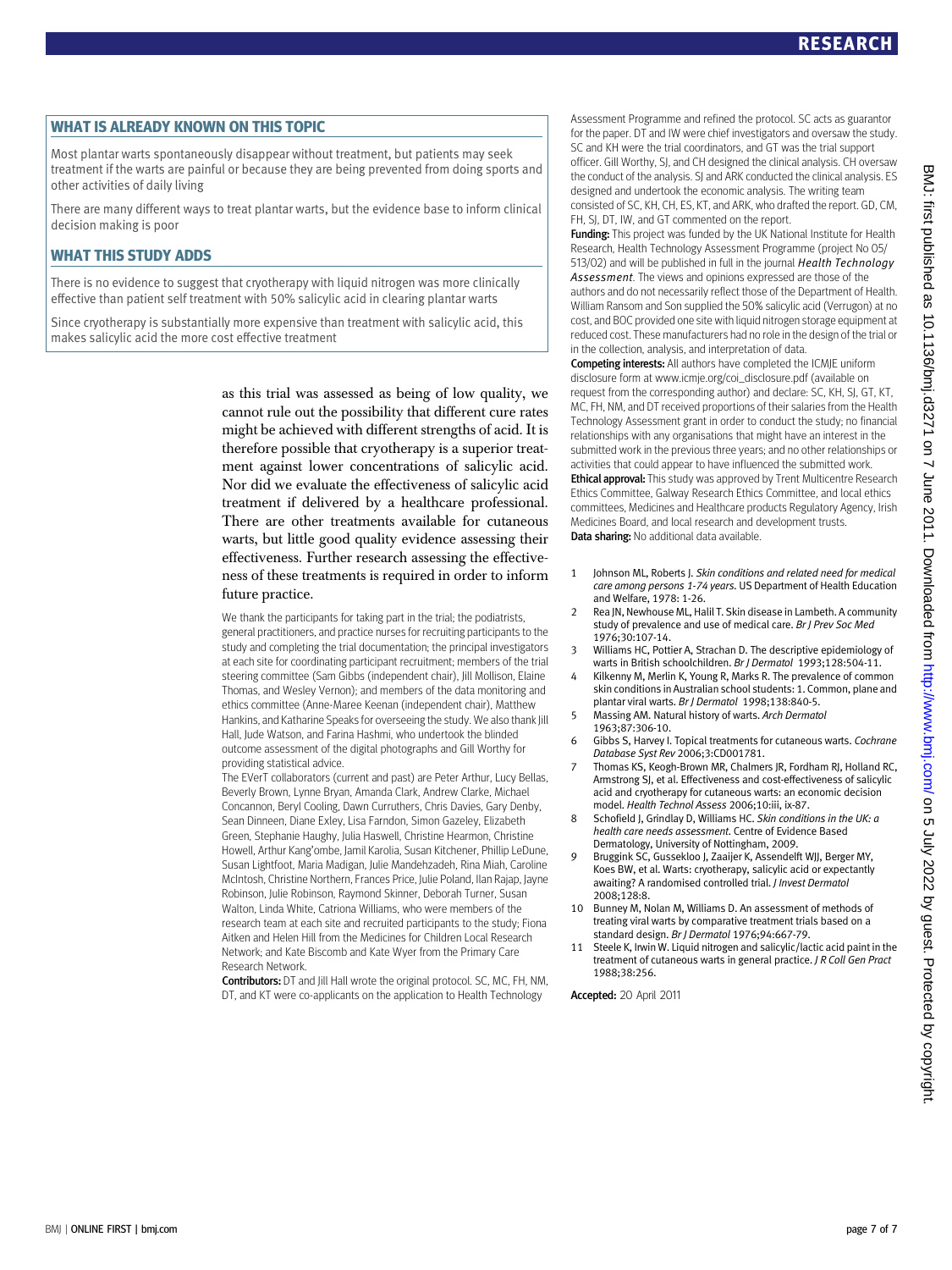## WHAT IS ALREADY KNOWN ON THIS TOPIC

Most plantar warts spontaneously disappear without treatment, but patients may seek treatment if the warts are painful or because they are being prevented from doing sports and other activities of daily living

There are many different ways to treat plantar warts, but the evidence base to inform clinical decision making is poor

## WHAT THIS STUDY ADDS

There is no evidence to suggest that cryotherapy with liquid nitrogen was more clinically effective than patient self treatment with 50% salicylic acid in clearing plantar warts

Since cryotherapy is substantially more expensive than treatment with salicylic acid, this makes salicylic acid the more cost effective treatment

as this trial was assessed as being of low quality, we cannot rule out the possibility that different cure rates might be achieved with different strengths of acid. It is therefore possible that cryotherapy is a superior treatment against lower concentrations of salicylic acid. Nor did we evaluate the effectiveness of salicylic acid treatment if delivered by a healthcare professional. There are other treatments available for cutaneous warts, but little good quality evidence assessing their effectiveness. Further research assessing the effectiveness of these treatments is required in order to inform future practice.

We thank the participants for taking part in the trial; the podiatrists, general practitioners, and practice nurses for recruiting participants to the study and completing the trial documentation; the principal investigators at each site for coordinating participant recruitment; members of the trial steering committee (Sam Gibbs (independent chair), Jill Mollison, Elaine Thomas, and Wesley Vernon); and members of the data monitoring and ethics committee (Anne-Maree Keenan (independent chair), Matthew Hankins, and Katharine Speaks for overseeing the study. We also thank Jill Hall, Jude Watson, and Farina Hashmi, who undertook the blinded outcome assessment of the digital photographs and Gill Worthy for providing statistical advice.

The EVerT collaborators (current and past) are Peter Arthur, Lucy Bellas, Beverly Brown, Lynne Bryan, Amanda Clark, Andrew Clarke, Michael Concannon, Beryl Cooling, Dawn Curruthers, Chris Davies, Gary Denby, Sean Dinneen, Diane Exley, Lisa Farndon, Simon Gazeley, Elizabeth Green, Stephanie Haughy, Julia Haswell, Christine Hearmon, Christine Howell, Arthur Kang'ombe, Jamil Karolia, Susan Kitchener, Phillip LeDune, Susan Lightfoot, Maria Madigan, Julie Mandehzadeh, Rina Miah, Caroline McIntosh, Christine Northern, Frances Price, Julie Poland, Ilan Rajap, Jayne Robinson, Julie Robinson, Raymond Skinner, Deborah Turner, Susan Walton, Linda White, Catriona Williams, who were members of the research team at each site and recruited participants to the study; Fiona Aitken and Helen Hill from the Medicines for Children Local Research Network; and Kate Biscomb and Kate Wyer from the Primary Care Research Network.

**Contributors:** DT and Jill Hall wrote the original protocol. SC, MC, FH, NM, DT, and KT were co-applicants on the application to Health Technology Assessment Programme and refined the protocol. SC acts as guarantor for the paper. DT and IW were chief investigators and oversaw the study. SC and KH were the trial coordinators, and GT was the trial support officer. Gill Worthy, SJ, and CH designed the clinical analysis. CH oversaw the conduct of the analysis. SJ and ARK conducted the clinical analysis. ES designed and undertook the economic analysis. The writing team consisted of SC, KH, CH, ES, KT, and ARK, who drafted the report. GD, CM, FH, SJ, DT, IW, and GT commented on the report.

**Funding:** This project was funded by the UK National Institute for Health Research, Health Technology Assessment Programme (project No 05/513/02) and will be published in full in the journal *Health Technology Assessment*. The views and opinions expressed are those of the authors and do not necessarily reflect those of the Department of Health. William Ransom and Son supplied the 50% salicylic acid (Verrugon) at no cost, and BOC provided one site with liquid nitrogen storage equipment at reduced cost. These manufacturers had no role in the design of the trial or in the collection, analysis, and interpretation of data.

**Competing interests:** All authors have completed the ICMJE uniform disclosure form at www.icmje.org/coi_disclosure.pdf (available on request from the corresponding author) and declare: SC, KH, SJ, GT, KT, MC, FH, NM, and DT received proportions of their salaries from the Health Technology Assessment grant in order to conduct the study; no financial relationships with any organisations that might have an interest in the submitted work in the previous three years; and no other relationships or activities that could appear to have influenced the submitted work.

**Ethical approval:** This study was approved by Trent Multicentre Research Ethics Committee, Galway Research Ethics Committee, and local ethics committees, Medicines and Healthcare products Regulatory Agency, Irish Medicines Board, and local research and development trusts.

**Data sharing:** No additional data available.

1. Johnson ML, Roberts J. *Skin conditions and related need for medical care among persons 1-74 years*. US Department of Health Education and Welfare, 1978: 1-26.
2. Rea JN, Newhouse ML, Halil T. Skin disease in Lambeth. A community study of prevalence and use of medical care. *Br J Prev Soc Med* 1976;30:107-14.
3. Williams HC, Pottier A, Strachan D. The descriptive epidemiology of warts in British schoolchildren. *Br J Dermatol* 1993;128:504-11.
4. Kilkenny M, Merlin K, Young R, Marks R. The prevalence of common skin conditions in Australian school students: 1. Common, plane and plantar viral warts. *Br J Dermatol* 1998;138:840-5.
5. Massing AM. Natural history of warts. *Arch Dermatol* 1963;87:306-10.
6. Gibbs S, Harvey I. Topical treatments for cutaneous warts. *Cochrane Database Syst Rev* 2006;3:CD001781.
7. Thomas KS, Keogh-Brown MR, Chalmers JR, Fordham RJ, Holland RC, Armstrong SJ, et al. Effectiveness and cost-effectiveness of salicylic acid and cryotherapy for cutaneous warts: an economic decision model. *Health Technol Assess* 2006;10:iii, ix-87.
8. Schofield J, Grindlay D, Williams HC. *Skin conditions in the UK: a health care needs assessment*. Centre of Evidence Based Dermatology, University of Nottingham, 2009.
9. Bruggink SC, Gussekloo J, Zaaijer K, Assendelft WJJ, Berger MY, Koes BW, et al. Warts: cryotherapy, salicylic acid or expectantly awaiting? A randomised controlled trial. *J Invest Dermatol* 2008;128:8.
10. Bunney M, Nolan M, Williams D. An assessment of methods of treating viral warts by comparative treatment trials based on a standard design. *Br J Dermatol* 1976;94:667-79.
11. Steele K, Irwin W. Liquid nitrogen and salicylic/lactic acid paint in the treatment of cutaneous warts in general practice. *J R Coll Gen Pract* 1988;38:256.

**Accepted:** 20 April 2011